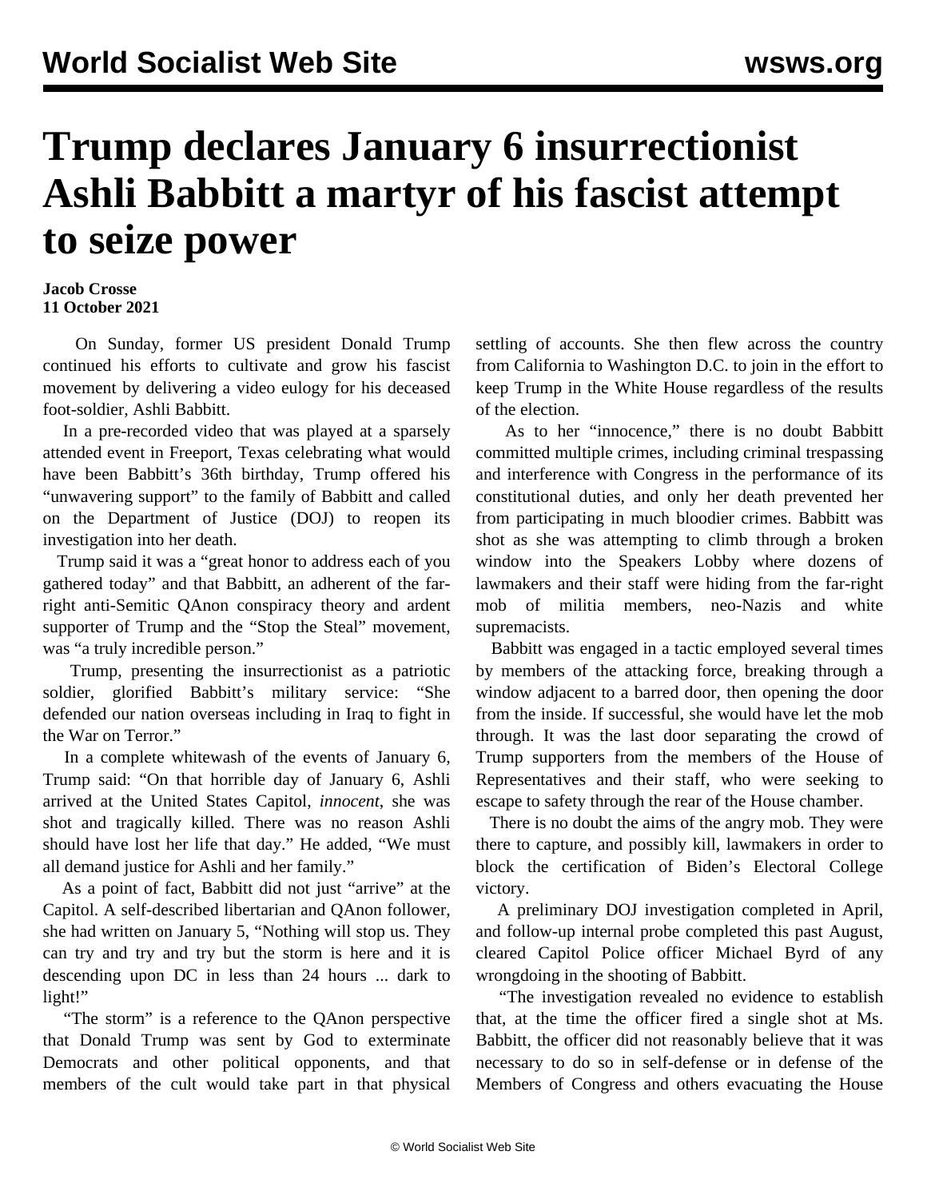# Trump declares January 6 insurrectionist Ashli Babbitt a martyr of his fascist attempt to seize power

**Jacob Crosse**
**11 October 2021**

On Sunday, former US president Donald Trump continued his efforts to cultivate and grow his fascist movement by delivering a video eulogy for his deceased foot-soldier, Ashli Babbitt.

In a pre-recorded video that was played at a sparsely attended event in Freeport, Texas celebrating what would have been Babbitt's 36th birthday, Trump offered his "unwavering support" to the family of Babbitt and called on the Department of Justice (DOJ) to reopen its investigation into her death.

Trump said it was a "great honor to address each of you gathered today" and that Babbitt, an adherent of the far-right anti-Semitic QAnon conspiracy theory and ardent supporter of Trump and the "Stop the Steal" movement, was "a truly incredible person."

Trump, presenting the insurrectionist as a patriotic soldier, glorified Babbitt's military service: "She defended our nation overseas including in Iraq to fight in the War on Terror."

In a complete whitewash of the events of January 6, Trump said: "On that horrible day of January 6, Ashli arrived at the United States Capitol, *innocent*, she was shot and tragically killed. There was no reason Ashli should have lost her life that day." He added, "We must all demand justice for Ashli and her family."

As a point of fact, Babbitt did not just "arrive" at the Capitol. A self-described libertarian and QAnon follower, she had written on January 5, "Nothing will stop us. They can try and try and try but the storm is here and it is descending upon DC in less than 24 hours ... dark to light!"

"The storm" is a reference to the QAnon perspective that Donald Trump was sent by God to exterminate Democrats and other political opponents, and that members of the cult would take part in that physical settling of accounts. She then flew across the country from California to Washington D.C. to join in the effort to keep Trump in the White House regardless of the results of the election.

As to her "innocence," there is no doubt Babbitt committed multiple crimes, including criminal trespassing and interference with Congress in the performance of its constitutional duties, and only her death prevented her from participating in much bloodier crimes. Babbitt was shot as she was attempting to climb through a broken window into the Speakers Lobby where dozens of lawmakers and their staff were hiding from the far-right mob of militia members, neo-Nazis and white supremacists.

Babbitt was engaged in a tactic employed several times by members of the attacking force, breaking through a window adjacent to a barred door, then opening the door from the inside. If successful, she would have let the mob through. It was the last door separating the crowd of Trump supporters from the members of the House of Representatives and their staff, who were seeking to escape to safety through the rear of the House chamber.

There is no doubt the aims of the angry mob. They were there to capture, and possibly kill, lawmakers in order to block the certification of Biden's Electoral College victory.

A preliminary DOJ investigation completed in April, and follow-up internal probe completed this past August, cleared Capitol Police officer Michael Byrd of any wrongdoing in the shooting of Babbitt.

"The investigation revealed no evidence to establish that, at the time the officer fired a single shot at Ms. Babbitt, the officer did not reasonably believe that it was necessary to do so in self-defense or in defense of the Members of Congress and others evacuating the House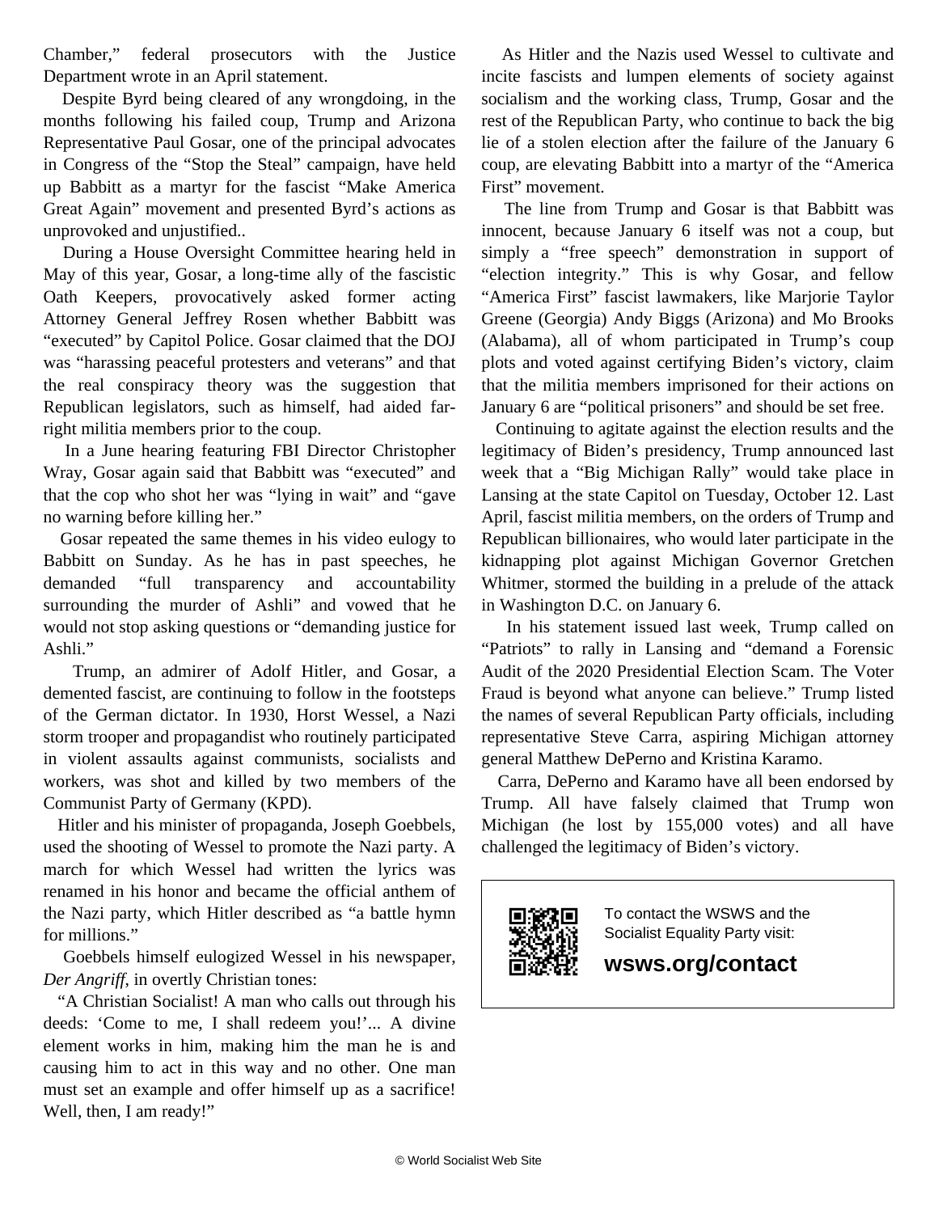Chamber," federal prosecutors with the Justice Department wrote in an April statement.

Despite Byrd being cleared of any wrongdoing, in the months following his failed coup, Trump and Arizona Representative Paul Gosar, one of the principal advocates in Congress of the "Stop the Steal" campaign, have held up Babbitt as a martyr for the fascist "Make America Great Again" movement and presented Byrd's actions as unprovoked and unjustified..

During a House Oversight Committee hearing held in May of this year, Gosar, a long-time ally of the fascistic Oath Keepers, provocatively asked former acting Attorney General Jeffrey Rosen whether Babbitt was "executed" by Capitol Police. Gosar claimed that the DOJ was "harassing peaceful protesters and veterans" and that the real conspiracy theory was the suggestion that Republican legislators, such as himself, had aided far-right militia members prior to the coup.

In a June hearing featuring FBI Director Christopher Wray, Gosar again said that Babbitt was "executed" and that the cop who shot her was "lying in wait" and "gave no warning before killing her."

Gosar repeated the same themes in his video eulogy to Babbitt on Sunday. As he has in past speeches, he demanded "full transparency and accountability surrounding the murder of Ashli" and vowed that he would not stop asking questions or "demanding justice for Ashli."

Trump, an admirer of Adolf Hitler, and Gosar, a demented fascist, are continuing to follow in the footsteps of the German dictator. In 1930, Horst Wessel, a Nazi storm trooper and propagandist who routinely participated in violent assaults against communists, socialists and workers, was shot and killed by two members of the Communist Party of Germany (KPD).

Hitler and his minister of propaganda, Joseph Goebbels, used the shooting of Wessel to promote the Nazi party. A march for which Wessel had written the lyrics was renamed in his honor and became the official anthem of the Nazi party, which Hitler described as "a battle hymn for millions."

Goebbels himself eulogized Wessel in his newspaper, *Der Angriff*, in overtly Christian tones:

"A Christian Socialist! A man who calls out through his deeds: 'Come to me, I shall redeem you!'... A divine element works in him, making him the man he is and causing him to act in this way and no other. One man must set an example and offer himself up as a sacrifice! Well, then, I am ready!"

As Hitler and the Nazis used Wessel to cultivate and incite fascists and lumpen elements of society against socialism and the working class, Trump, Gosar and the rest of the Republican Party, who continue to back the big lie of a stolen election after the failure of the January 6 coup, are elevating Babbitt into a martyr of the "America First" movement.

The line from Trump and Gosar is that Babbitt was innocent, because January 6 itself was not a coup, but simply a "free speech" demonstration in support of "election integrity." This is why Gosar, and fellow "America First" fascist lawmakers, like Marjorie Taylor Greene (Georgia) Andy Biggs (Arizona) and Mo Brooks (Alabama), all of whom participated in Trump's coup plots and voted against certifying Biden's victory, claim that the militia members imprisoned for their actions on January 6 are "political prisoners" and should be set free.

Continuing to agitate against the election results and the legitimacy of Biden's presidency, Trump announced last week that a "Big Michigan Rally" would take place in Lansing at the state Capitol on Tuesday, October 12. Last April, fascist militia members, on the orders of Trump and Republican billionaires, who would later participate in the kidnapping plot against Michigan Governor Gretchen Whitmer, stormed the building in a prelude of the attack in Washington D.C. on January 6.

In his statement issued last week, Trump called on "Patriots" to rally in Lansing and "demand a Forensic Audit of the 2020 Presidential Election Scam. The Voter Fraud is beyond what anyone can believe." Trump listed the names of several Republican Party officials, including representative Steve Carra, aspiring Michigan attorney general Matthew DePerno and Kristina Karamo.

Carra, DePerno and Karamo have all been endorsed by Trump. All have falsely claimed that Trump won Michigan (he lost by 155,000 votes) and all have challenged the legitimacy of Biden's victory.

To contact the WSWS and the Socialist Equality Party visit:

**wsws.org/contact**